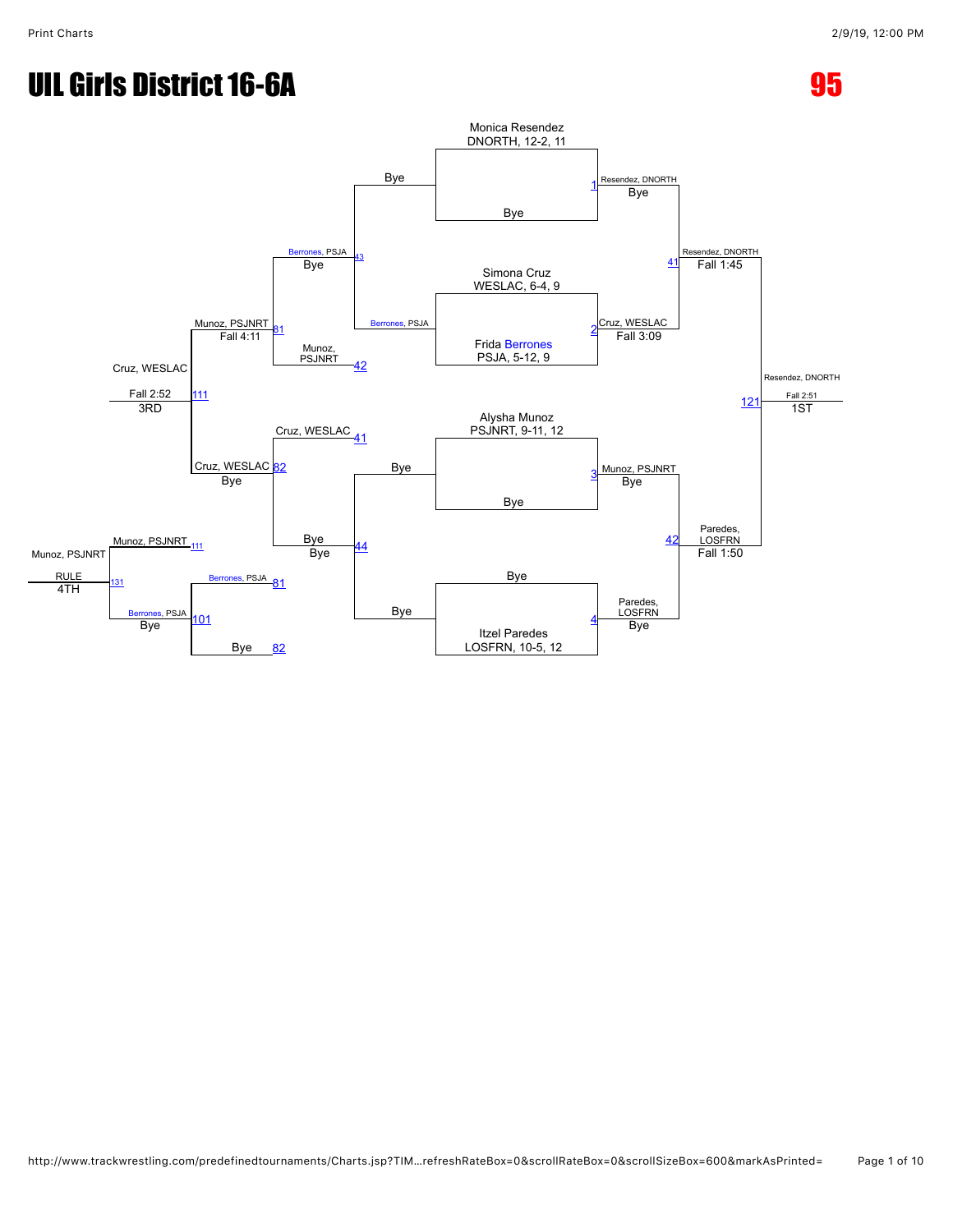# UIL Girls District 16-6A

## 95

### Championship Bracket

**Entrants (Quarterfinals)**

- Monica Resendez, DNORTH, 12-2, 11 vs Bye — Match 1: Resendez, DNORTH (Bye)
- Simona Cruz, WESLAC, 6-4, 9 vs Frida Berrones, PSJA, 5-12, 9 — Match 2: Cruz, WESLAC (Fall 3:09)
- Alysha Munoz, PSJNRT, 9-11, 12 vs Bye — Match 3: Munoz, PSJNRT (Bye)
- Bye vs Itzel Paredes, LOSFRN, 10-5, 12 — Match 4: Paredes, LOSFRN (Bye)

**Semifinals**

- Match 41: Resendez, DNORTH (Fall 1:45)
- Match 42: Paredes, LOSFRN (Fall 1:50)

**Final**

- Match 121: Resendez, DNORTH — Fall 2:51 — 1ST

### Consolation Bracket

- Match 43: Bye vs Berrones, PSJA — Berrones, PSJA (Bye)
- Match 44: Bye vs Bye — Bye
- Match 81: Berrones, PSJA vs Munoz, PSJNRT (42) — Munoz, PSJNRT (Fall 4:11)
- Match 82: Cruz, WESLAC (41) vs Bye — Cruz, WESLAC (Bye)
- Match 111: Munoz, PSJNRT vs Cruz, WESLAC — Cruz, WESLAC (Fall 2:52) — 3RD
- Match 101: Berrones, PSJA (81) vs Bye (82) — Berrones, PSJA (Bye)
- Match 131: Munoz, PSJNRT (111) vs Berrones, PSJA — Munoz, PSJNRT (RULE) — 4TH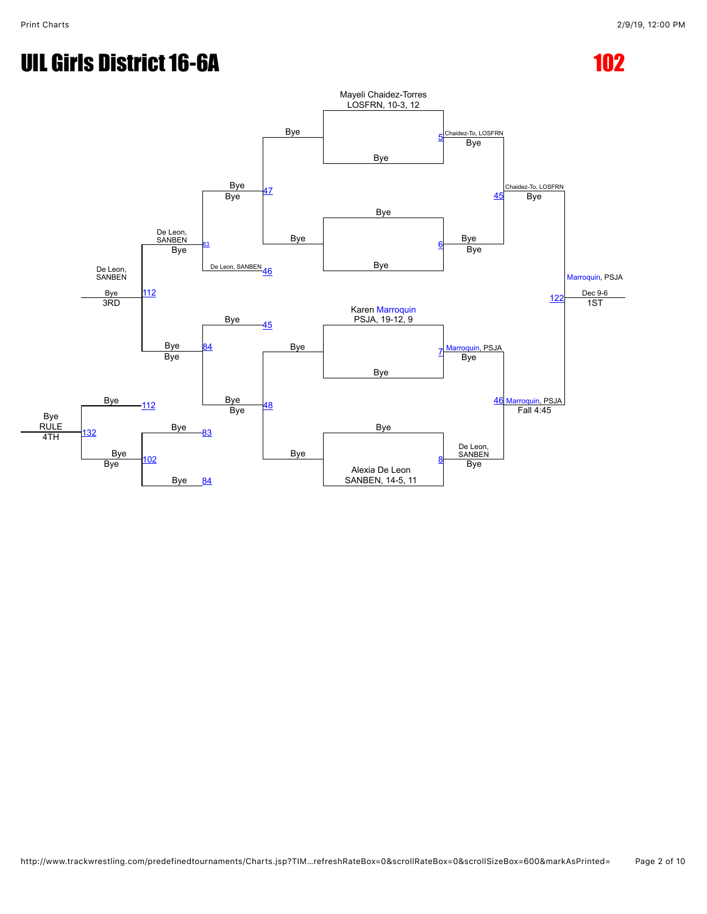# UIL Girls District 16-6A

# 102

## Championship Bracket

**Quarterfinals**
- Match 5: Mayeli Chaidez-Torres (LOSFRN, 10-3, 12) vs Bye — Chaidez-To, LOSFRN (Bye)
- Match 6: Bye vs Bye — Bye (Bye)
- Match 7: Karen Marroquin (PSJA, 19-12, 9) vs Bye — Marroquin, PSJA (Bye)
- Match 8: Bye vs Alexia De Leon (SANBEN, 14-5, 11) — De Leon, SANBEN (Bye)

**Semifinals**
- Match 45: Chaidez-To, LOSFRN vs Bye — Chaidez-To, LOSFRN (Bye)
- Match 46: Marroquin, PSJA vs De Leon, SANBEN — Marroquin, PSJA (Fall 4:45)

**Final**
- Match 122: Chaidez-To, LOSFRN vs Marroquin, PSJA — Marroquin, PSJA (Dec 9-6) — 1ST

## Consolation Bracket

- Match 47: Bye vs Bye — Bye (Bye)
- Match 46: De Leon, SANBEN
- Match 83: Bye vs De Leon, SANBEN — De Leon, SANBEN (Bye)
- Match 45: Bye
- Match 48: Bye vs Bye — Bye (Bye)
- Match 84: Bye vs Bye — Bye (Bye)
- Match 112: De Leon, SANBEN vs Bye — De Leon, SANBEN (Bye) — 3RD
- Match 83: Bye
- Match 84: Bye
- Match 102: Bye vs Bye — Bye (Bye)
- Match 112: Bye
- Match 132: Bye vs Bye — Bye (RULE) — 4TH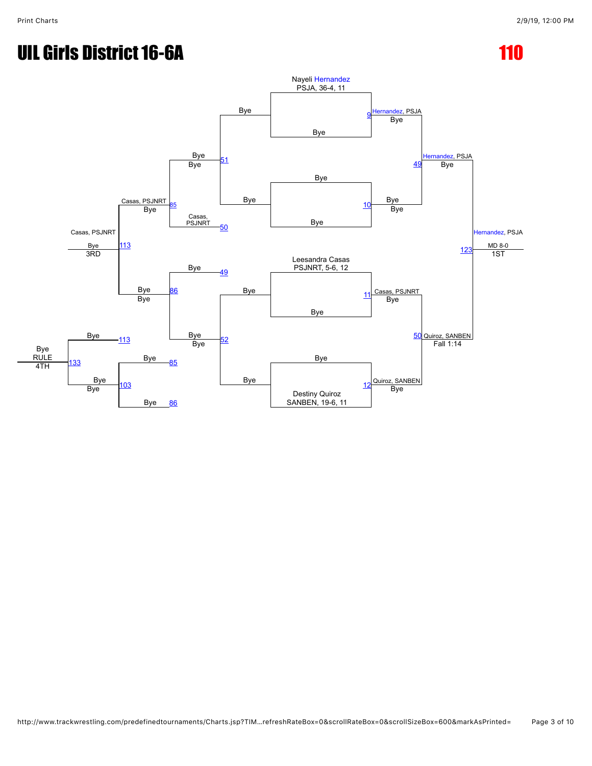# UIL Girls District 16-6A

## 110

### Championship Bracket

**Match 9:** Nayeli Hernandez, PSJA, 36-4, 11 vs. Bye — Winner: Hernandez, PSJA (Bye)

**Match 10:** Bye vs. Bye — Winner: Bye (Bye)

**Match 49:** Hernandez, PSJA vs. Bye — Winner: Hernandez, PSJA (Bye)

**Match 11:** Leesandra Casas, PSJNRT, 5-6, 12 vs. Bye — Winner: Casas, PSJNRT (Bye)

**Match 12:** Bye vs. Destiny Quiroz, SANBEN, 19-6, 11 — Winner: Quiroz, SANBEN (Bye)

**Match 50:** Casas, PSJNRT vs. Quiroz, SANBEN — Winner: Quiroz, SANBEN (Fall 1:14)

**Match 123 (Final):** Hernandez, PSJA vs. Quiroz, SANBEN — Winner: Hernandez, PSJA (MD 8-0) — 1ST

### Consolation Bracket

**Match 51:** Bye vs. Bye — Winner: Bye (Bye)

**Match 52:** Bye vs. Bye — Winner: Bye (Bye)

**Match 85:** Bye vs. Casas, PSJNRT — Winner: Casas, PSJNRT (Bye)

**Match 86:** Bye vs. Bye — Winner: Bye (Bye)

**Match 113:** Casas, PSJNRT vs. Bye — Winner: Casas, PSJNRT (Bye) — 3RD

**Match 103:** Bye vs. Bye — Winner: Bye (Bye)

**Match 133:** Bye vs. Bye — Winner: Bye (RULE) — 4TH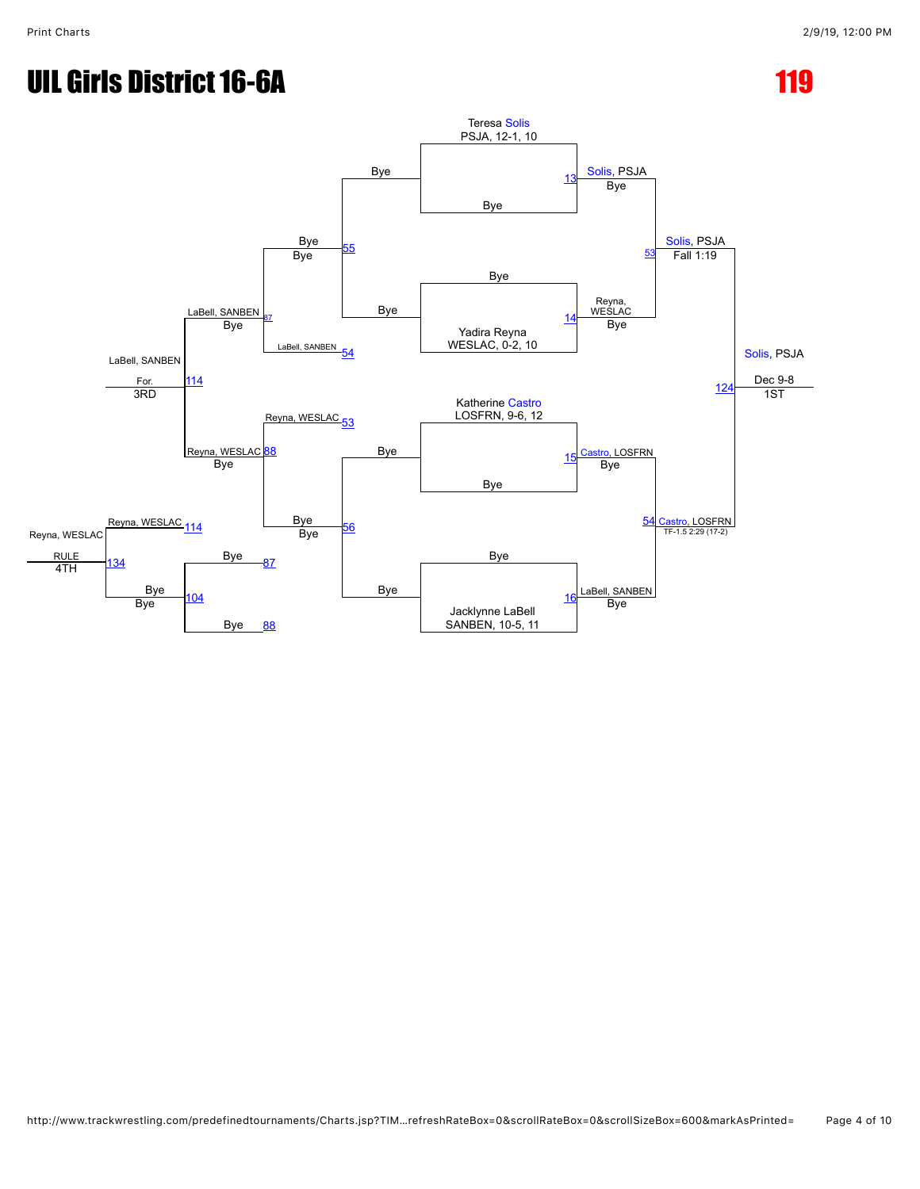# UIL Girls District 16-6A

# 119

## Championship Bracket

**Match 13:** Teresa Solis, PSJA, 12-1, 10 vs. Bye → Solis, PSJA (Bye)

**Match 14:** Bye vs. Yadira Reyna, WESLAC, 0-2, 10 → Reyna, WESLAC (Bye)

**Match 15:** Katherine Castro, LOSFRN, 9-6, 12 vs. Bye → Castro, LOSFRN (Bye)

**Match 16:** Bye vs. Jacklynne LaBell, SANBEN, 10-5, 11 → LaBell, SANBEN (Bye)

**Match 53:** Solis, PSJA vs. Reyna, WESLAC → Solis, PSJA (Fall 1:19)

**Match 54:** Castro, LOSFRN vs. LaBell, SANBEN → Castro, LOSFRN (TF-1.5 2:29 (17-2))

**Match 124:** Solis, PSJA vs. Castro, LOSFRN → Solis, PSJA (Dec 9-8) — 1ST

## Consolation Bracket

**Match 55:** Bye vs. Bye → Bye (Bye)

**Match 56:** Bye vs. Bye → Bye (Bye)

**Match 53 (loser):** Reyna, WESLAC

**Match 54 (loser):** LaBell, SANBEN

**Match 87:** Bye vs. LaBell, SANBEN → LaBell, SANBEN (Bye)

**Match 88:** Reyna, WESLAC vs. Bye → Reyna, WESLAC (Bye)

**Match 114:** LaBell, SANBEN vs. Reyna, WESLAC → LaBell, SANBEN (For.) — 3RD

**Match 104:** Bye vs. Bye → Bye (Bye)

**Match 134:** Reyna, WESLAC vs. Bye → Reyna, WESLAC (RULE) — 4TH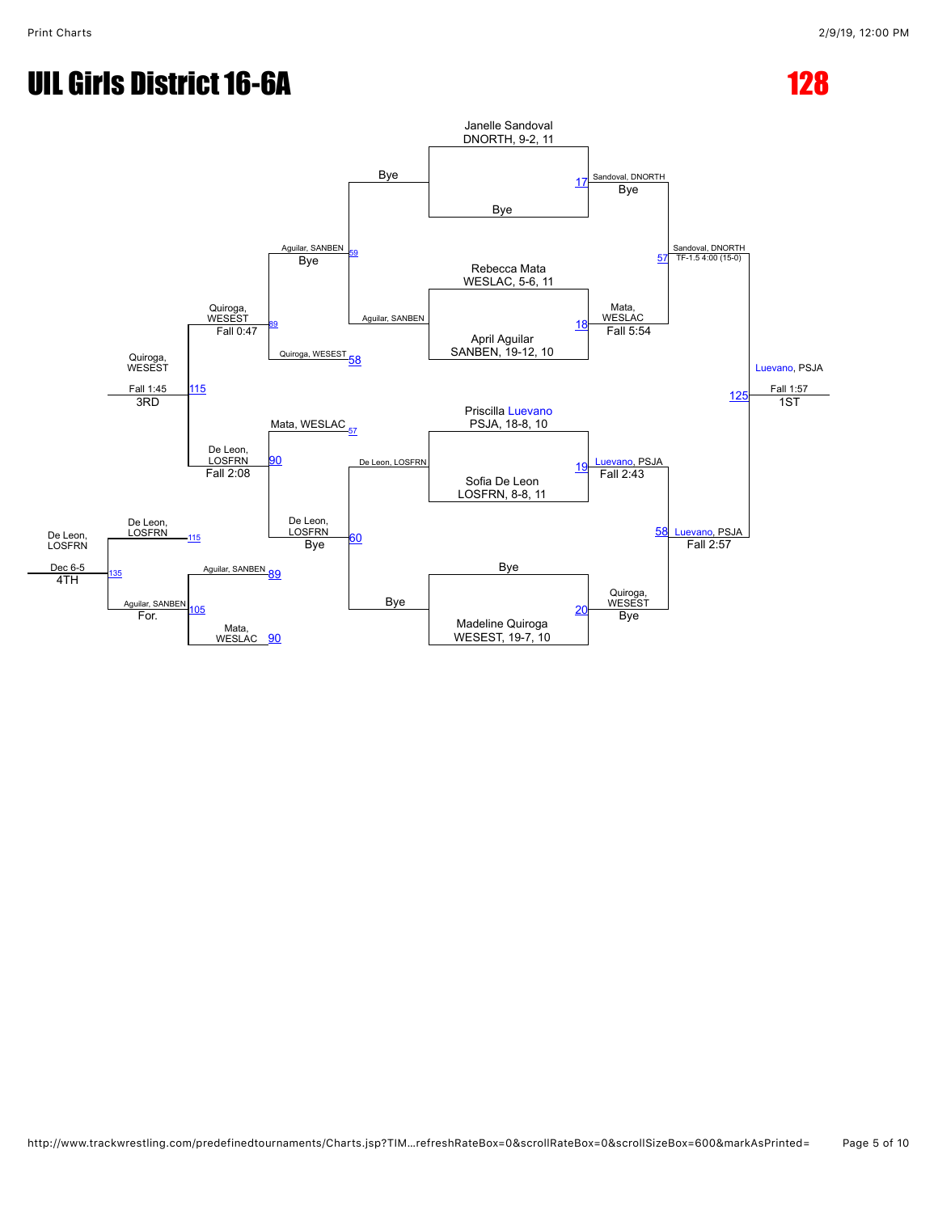# UIL Girls District 16-6A

## 128

### Championship Bracket

| Match | Wrestler 1 | Wrestler 2 | Winner | Result |
|---|---|---|---|---|
| 17 | Janelle Sandoval, DNORTH, 9-2, 11 | Bye | Sandoval, DNORTH | Bye |
| 18 | Rebecca Mata, WESLAC, 5-6, 11 | April Aguilar, SANBEN, 19-12, 10 | Mata, WESLAC | Fall 5:54 |
| 19 | Priscilla Luevano, PSJA, 18-8, 10 | Sofia De Leon, LOSFRN, 8-8, 11 | Luevano, PSJA | Fall 2:43 |
| 20 | Bye | Madeline Quiroga, WESEST, 19-7, 10 | Quiroga, WESEST | Bye |
| 57 | Sandoval, DNORTH | Mata, WESLAC | Sandoval, DNORTH | TF-1.5 4:00 (15-0) |
| 58 | Luevano, PSJA | Quiroga, WESEST | Luevano, PSJA | Fall 2:57 |
| 125 | Sandoval, DNORTH | Luevano, PSJA | Luevano, PSJA | Fall 1:57 (1ST) |

### Consolation Bracket

| Match | Wrestler 1 | Wrestler 2 | Winner | Result |
|---|---|---|---|---|
| 59 | Bye | Aguilar, SANBEN | Aguilar, SANBEN | Bye |
| 60 | De Leon, LOSFRN | Bye | De Leon, LOSFRN | Bye |
| 89 | Aguilar, SANBEN | Quiroga, WESEST | Quiroga, WESEST | Fall 0:47 |
| 90 | Mata, WESLAC | De Leon, LOSFRN | De Leon, LOSFRN | Fall 2:08 |
| 115 | Quiroga, WESEST | De Leon, LOSFRN | Quiroga, WESEST | Fall 1:45 (3RD) |
| 105 | Aguilar, SANBEN | Mata, WESLAC | Aguilar, SANBEN | For. |
| 135 | De Leon, LOSFRN | Aguilar, SANBEN | De Leon, LOSFRN | Dec 6-5 (4TH) |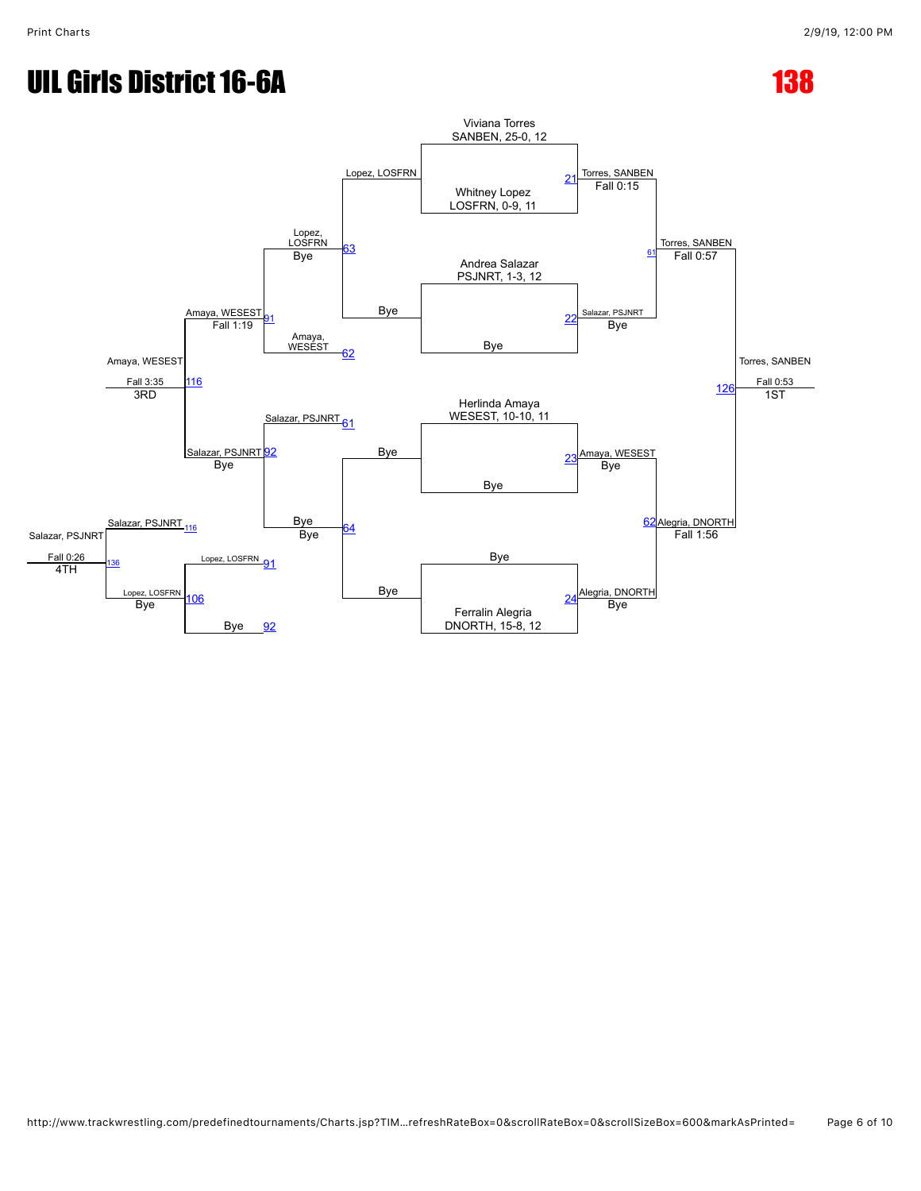# UIL Girls District 16-6A

## 138

### Championship Bracket

**First Round**

- Match 21: Viviana Torres, SANBEN, 25-0, 12 vs. Whitney Lopez, LOSFRN, 0-9, 11 — Torres, SANBEN, Fall 0:15
- Match 22: Andrea Salazar, PSJNRT, 1-3, 12 vs. Bye — Salazar, PSJNRT, Bye
- Match 23: Herlinda Amaya, WESEST, 10-10, 11 vs. Bye — Amaya, WESEST, Bye
- Match 24: Bye vs. Ferralin Alegria, DNORTH, 15-8, 12 — Alegria, DNORTH, Bye

**Semifinals**

- Match 61: Torres, SANBEN vs. Salazar, PSJNRT — Torres, SANBEN, Fall 0:57
- Match 62: Amaya, WESEST vs. Alegria, DNORTH — Alegria, DNORTH, Fall 1:56

**Final**

- Match 126: Torres, SANBEN vs. Alegria, DNORTH — Torres, SANBEN, Fall 0:53 — **1ST**

### Consolation Bracket

- Match 63: Lopez, LOSFRN vs. Bye — Lopez, LOSFRN, Bye
- Match 64: Bye vs. Bye — Bye
- Match 61: Salazar, PSJNRT
- Match 62: Amaya, WESEST
- Match 91: Lopez, LOSFRN vs. Amaya, WESEST — Amaya, WESEST, Fall 1:19
- Match 92: Salazar, PSJNRT vs. Bye — Salazar, PSJNRT, Bye
- Match 116: Amaya, WESEST vs. Salazar, PSJNRT — Amaya, WESEST, Fall 3:35 — **3RD**

### Match for 4th

- Match 91: Lopez, LOSFRN
- Match 92: Bye
- Match 106: Lopez, LOSFRN vs. Bye — Lopez, LOSFRN, Bye
- Match 116: Salazar, PSJNRT
- Match 136: Salazar, PSJNRT vs. Lopez, LOSFRN — Salazar, PSJNRT, Fall 0:26 — **4TH**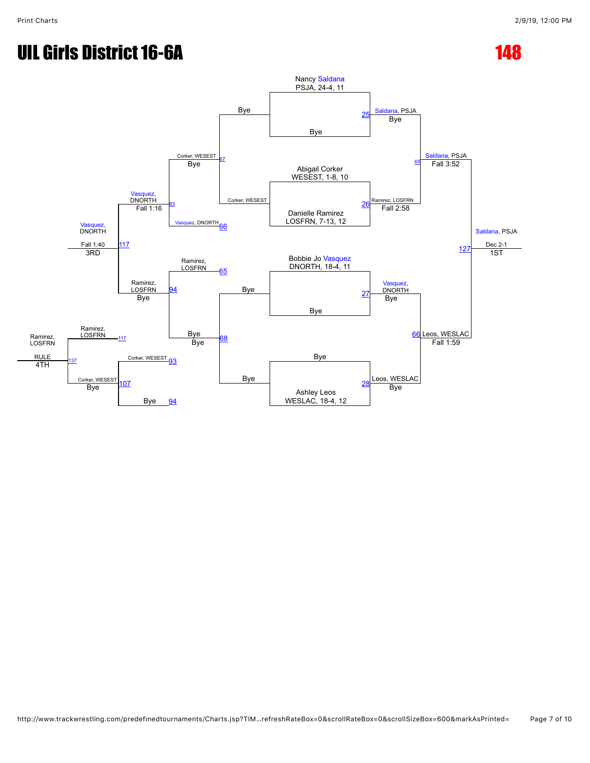# UIL Girls District 16-6A

**148**

**Championship Bracket**

| Match | Wrestler 1 | Wrestler 2 | Winner | Result |
|---|---|---|---|---|
| 25 | Nancy Saldana, PSJA, 24-4, 11 | Bye | Saldana, PSJA | Bye |
| 26 | Abigail Corker, WESEST, 1-8, 10 | Danielle Ramirez, LOSFRN, 7-13, 12 | Ramirez, LOSFRN | Fall 2:58 |
| 27 | Bobbie Jo Vasquez, DNORTH, 18-4, 11 | Bye | Vasquez, DNORTH | Bye |
| 28 | Bye | Ashley Leos, WESLAC, 18-4, 12 | Leos, WESLAC | Bye |
| 65 | Saldana, PSJA | Ramirez, LOSFRN | Saldana, PSJA | Fall 3:52 |
| 66 | Vasquez, DNORTH | Leos, WESLAC | Leos, WESLAC | Fall 1:59 |
| 127 | Saldana, PSJA | Leos, WESLAC | Saldana, PSJA | Dec 2-1 (1ST) |

**Consolation Bracket**

| Match | Wrestler 1 | Wrestler 2 | Winner | Result |
|---|---|---|---|---|
| 67 | Bye | Corker, WESEST | Corker, WESEST | Bye |
| 68 | Bye | Bye | Bye | Bye |
| 93 | Corker, WESEST | Vasquez, DNORTH | Vasquez, DNORTH | Fall 1:16 |
| 94 | Ramirez, LOSFRN | Bye | Ramirez, LOSFRN | Bye |
| 117 | Vasquez, DNORTH | Ramirez, LOSFRN | Vasquez, DNORTH | Fall 1:40 (3RD) |
| 107 | Corker, WESEST | Bye | Corker, WESEST | Bye |
| 137 | Ramirez, LOSFRN | Corker, WESEST | Ramirez, LOSFRN | RULE (4TH) |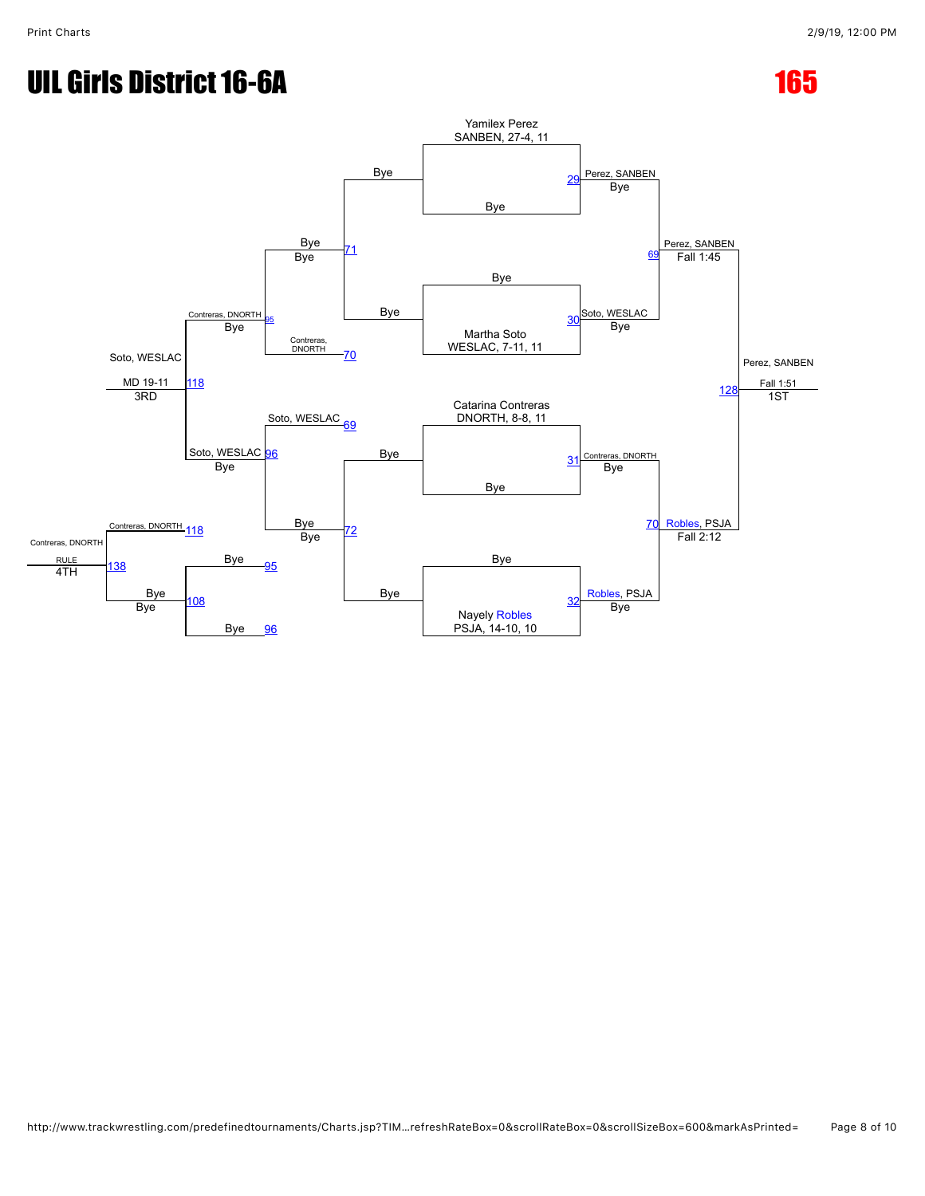# UIL Girls District 16-6A

# 165

## Championship Bracket

- Yamilex Perez, SANBEN, 27-4, 11 vs Bye — Match 29: Perez, SANBEN (Bye)
- Bye vs Martha Soto, WESLAC, 7-11, 11 — Match 30: Soto, WESLAC (Bye)
- Catarina Contreras, DNORTH, 8-8, 11 vs Bye — Match 31: Contreras, DNORTH (Bye)
- Bye vs Nayely Robles, PSJA, 14-10, 10 — Match 32: Robles, PSJA (Bye)
- Match 69: Perez, SANBEN over Soto, WESLAC — Fall 1:45
- Match 70: Robles, PSJA over Contreras, DNORTH — Fall 2:12
- Match 128: Perez, SANBEN over Robles, PSJA — Fall 1:51 — **1ST**

## Consolation Bracket

- Match 71: Bye vs Bye — Bye
- Match 70: Contreras, DNORTH
- Match 95: Contreras, DNORTH (Bye)
- Match 69: Soto, WESLAC
- Match 72: Bye vs Bye — Bye
- Match 96: Soto, WESLAC (Bye)
- Match 118: Soto, WESLAC — MD 19-11 — **3RD**
- Match 95: Bye
- Match 96: Bye
- Match 108: Bye — Bye
- Match 118: Contreras, DNORTH
- Match 138: Contreras, DNORTH — RULE — **4TH**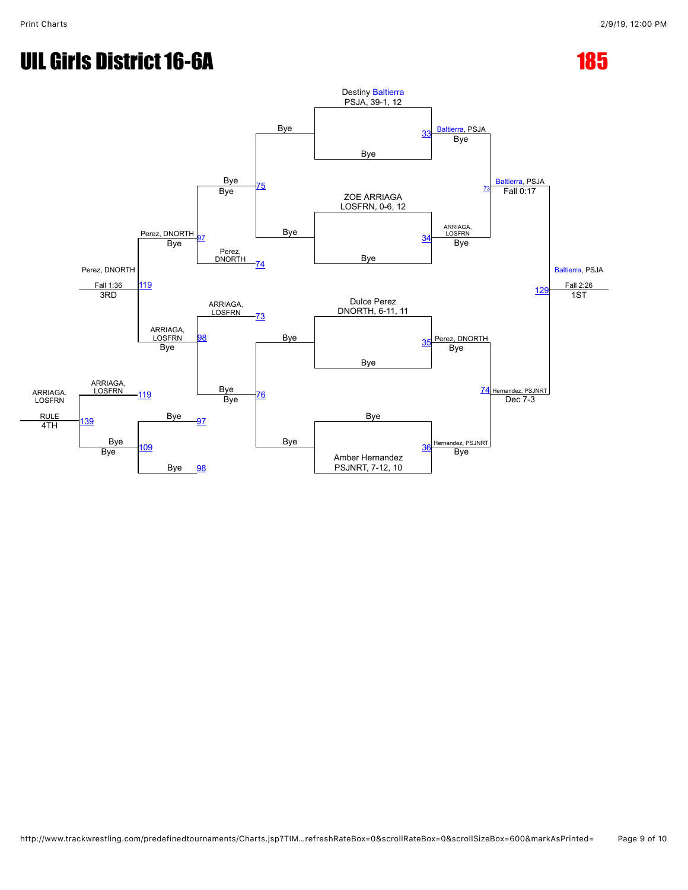# UIL Girls District 16-6A

## 185

### Championship Bracket

**First round**

| Bout | Wrestler 1 | Wrestler 2 | Winner | Result |
|---|---|---|---|---|
| 33 | Destiny Baltierra, PSJA, 39-1, 12 | Bye | Baltierra, PSJA | Bye |
| 34 | ZOE ARRIAGA, LOSFRN, 0-6, 12 | Bye | ARRIAGA, LOSFRN | Bye |
| 35 | Dulce Perez, DNORTH, 6-11, 11 | Bye | Perez, DNORTH | Bye |
| 36 | Bye | Amber Hernandez, PSJNRT, 7-12, 10 | Hernandez, PSJNRT | Bye |

**Semifinals**

| Bout | Winner | Result |
|---|---|---|
| 73 | Baltierra, PSJA | Fall 0:17 |
| 74 | Hernandez, PSJNRT | Dec 7-3 |

**Final**

| Bout | Winner | Result | Place |
|---|---|---|---|
| 129 | Baltierra, PSJA | Fall 2:26 | 1ST |

### Consolation Bracket

| Bout | Wrestler 1 | Wrestler 2 | Winner | Result |
|---|---|---|---|---|
| 75 | Bye | Bye | Bye | Bye |
| 76 | Bye | Bye | Bye | Bye |
| 73 | | | ARRIAGA, LOSFRN | |
| 74 | | | Perez, DNORTH | |
| 97 | Perez, DNORTH | Bye | Perez, DNORTH | Bye |
| 98 | ARRIAGA, LOSFRN | Bye | ARRIAGA, LOSFRN | Bye |
| 119 | Perez, DNORTH | ARRIAGA, LOSFRN | Perez, DNORTH | Fall 1:36 |

**3RD:** Perez, DNORTH

| Bout | Wrestler 1 | Wrestler 2 | Winner | Result |
|---|---|---|---|---|
| 97 | Bye | | | |
| 98 | Bye | | | |
| 109 | Bye | Bye | Bye | Bye |
| 119 | ARRIAGA, LOSFRN | | | |
| 139 | ARRIAGA, LOSFRN | Bye | ARRIAGA, LOSFRN | RULE |

**4TH:** ARRIAGA, LOSFRN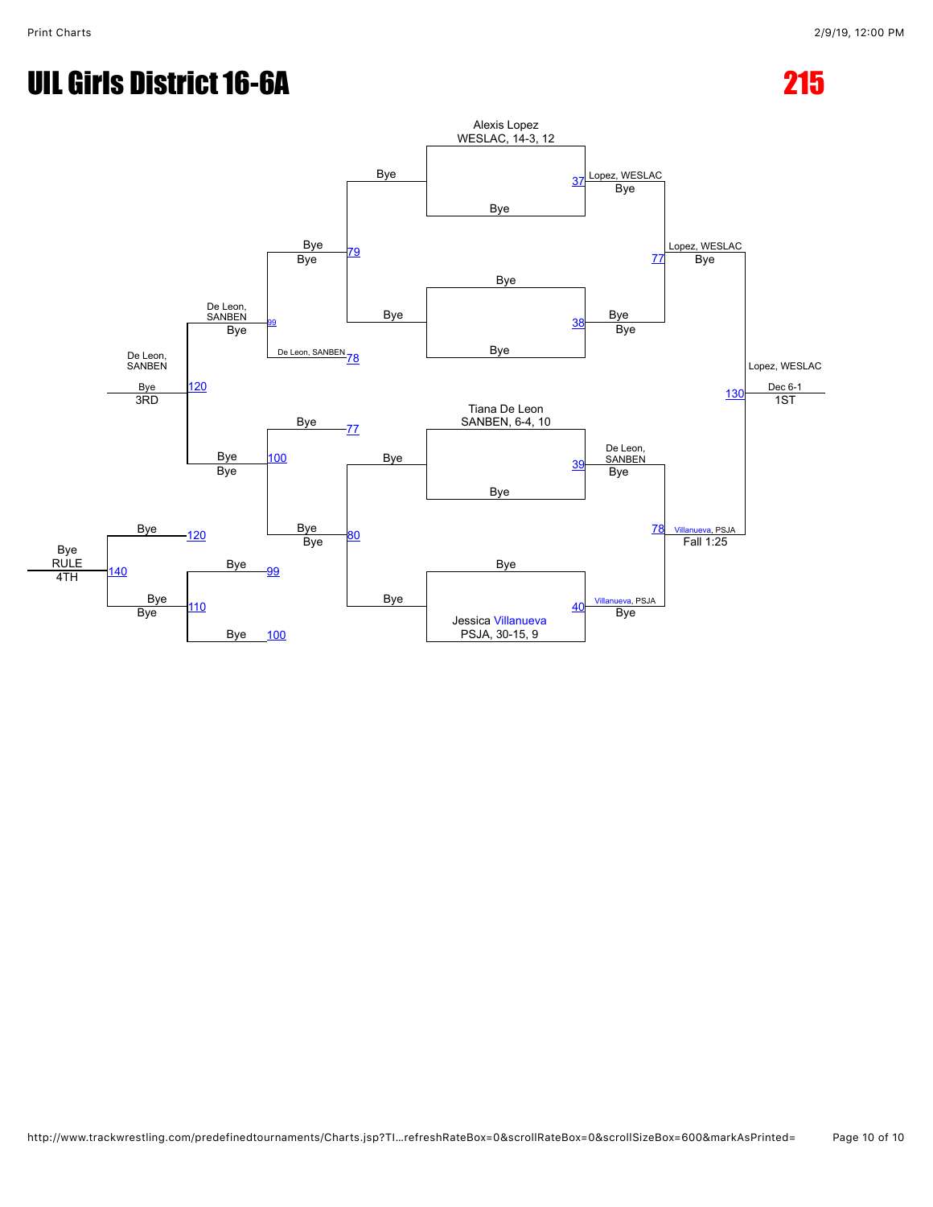# UIL Girls District 16-6A

# 215

Alexis Lopez
WESLAC, 14-3, 12

Bye

Bye

37 Lopez, WESLAC
Bye

Bye
Bye
79

Bye

Lopez, WESLAC
77 Bye

Bye

Bye

38 Bye
Bye

De Leon, SANBEN
Bye
99

De Leon, SANBEN 78

Bye

De Leon, SANBEN
Bye
3RD
120

Lopez, WESLAC
130 Dec 6-1
1ST

Bye 77

Tiana De Leon
SANBEN, 6-4, 10

Bye
Bye
100

Bye

39 De Leon, SANBEN
Bye

Bye

Bye
Bye
80

78 Villanueva, PSJA
Fall 1:25

Bye 120

Bye
RULE
4TH
140

Bye 99

Bye

Bye

Bye
Bye
110

Bye 100

Jessica Villanueva
PSJA, 30-15, 9

40 Villanueva, PSJA
Bye